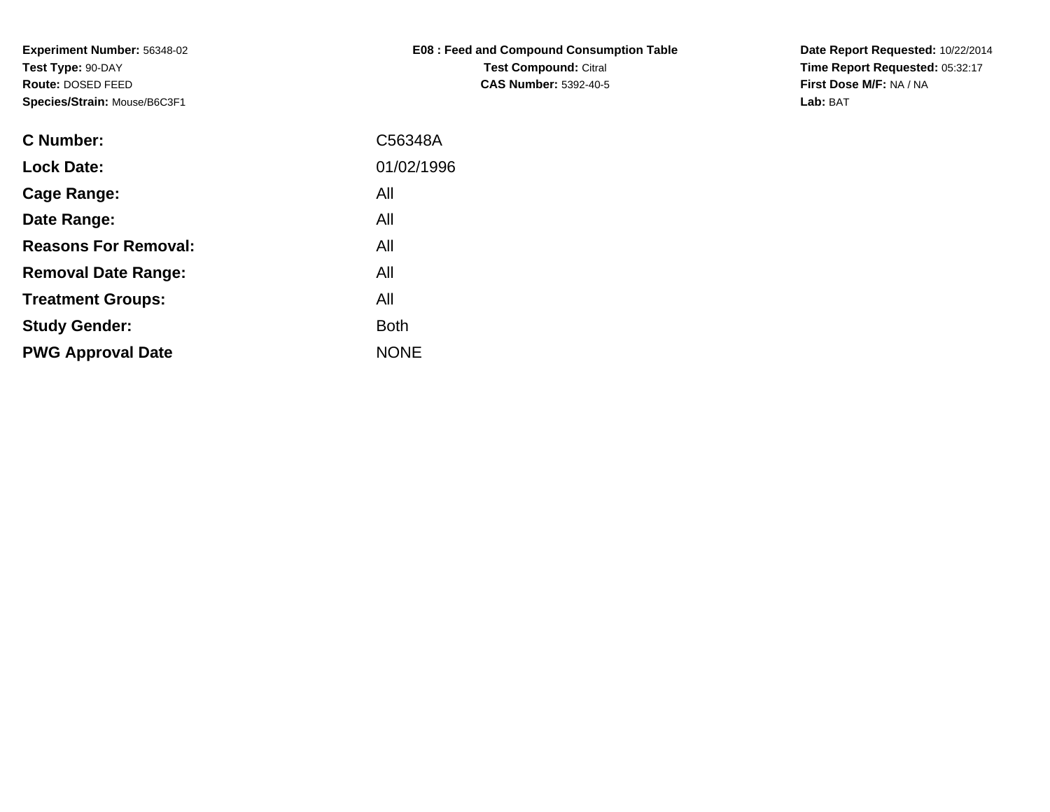**Experiment Number:** 56348-02
**Test Type:** 90-DAY
**Route:** DOSED FEED
**Species/Strain:** Mouse/B6C3F1

**E08 : Feed and Compound Consumption Table**
**Test Compound:** Citral
**CAS Number:** 5392-40-5

**Date Report Requested:** 10/22/2014
**Time Report Requested:** 05:32:17
**First Dose M/F:** NA / NA
**Lab:** BAT

| | |
|---|---|
| **C Number:** | C56348A |
| **Lock Date:** | 01/02/1996 |
| **Cage Range:** | All |
| **Date Range:** | All |
| **Reasons For Removal:** | All |
| **Removal Date Range:** | All |
| **Treatment Groups:** | All |
| **Study Gender:** | Both |
| **PWG Approval Date** | NONE |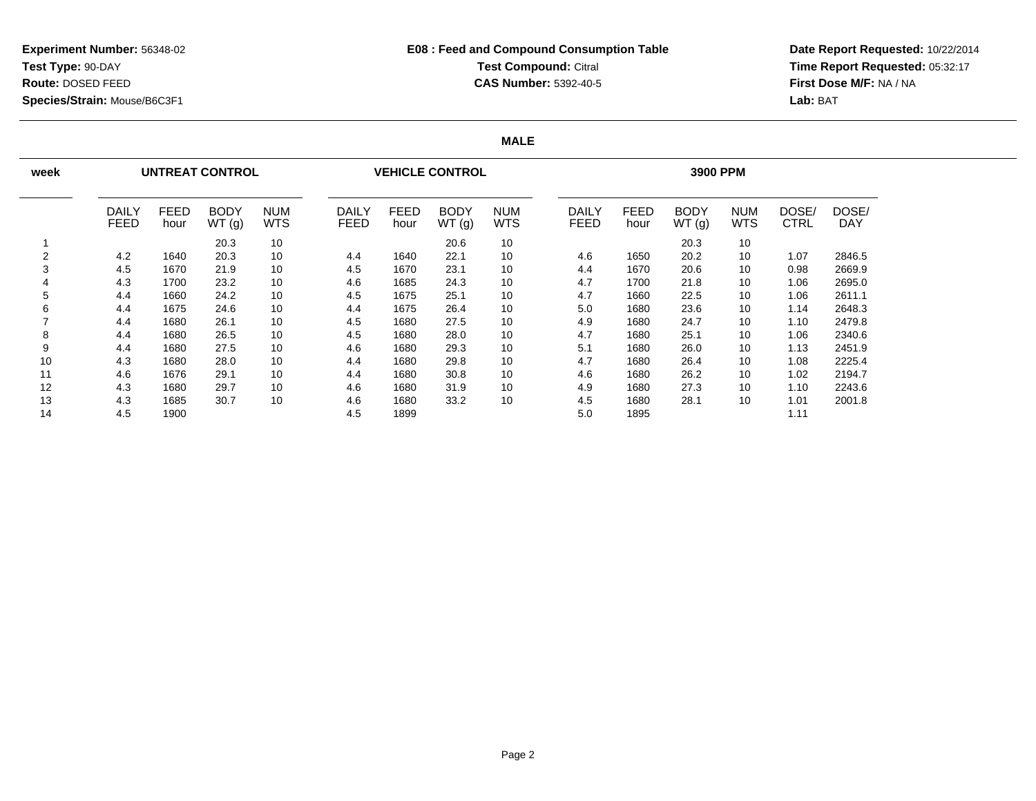**Experiment Number:** 56348-02
**Test Type:** 90-DAY
**Route:** DOSED FEED
**Species/Strain:** Mouse/B6C3F1

**E08 : Feed and Compound Consumption Table**
**Test Compound:** Citral
**CAS Number:** 5392-40-5

**Date Report Requested:** 10/22/2014
**Time Report Requested:** 05:32:17
**First Dose M/F:** NA / NA
**Lab:** BAT

**MALE**

| week | UNTREAT CONTROL | | | | VEHICLE CONTROL | | | | 3900 PPM | | | | | |
|---|---|---|---|---|---|---|---|---|---|---|---|---|---|---|
| | DAILY FEED | FEED hour | BODY WT (g) | NUM WTS | DAILY FEED | FEED hour | BODY WT (g) | NUM WTS | DAILY FEED | FEED hour | BODY WT (g) | NUM WTS | DOSE/ CTRL | DOSE/ DAY |
| 1 | | | 20.3 | 10 | | | 20.6 | 10 | | | 20.3 | 10 | | |
| 2 | 4.2 | 1640 | 20.3 | 10 | 4.4 | 1640 | 22.1 | 10 | 4.6 | 1650 | 20.2 | 10 | 1.07 | 2846.5 |
| 3 | 4.5 | 1670 | 21.9 | 10 | 4.5 | 1670 | 23.1 | 10 | 4.4 | 1670 | 20.6 | 10 | 0.98 | 2669.9 |
| 4 | 4.3 | 1700 | 23.2 | 10 | 4.6 | 1685 | 24.3 | 10 | 4.7 | 1700 | 21.8 | 10 | 1.06 | 2695.0 |
| 5 | 4.4 | 1660 | 24.2 | 10 | 4.5 | 1675 | 25.1 | 10 | 4.7 | 1660 | 22.5 | 10 | 1.06 | 2611.1 |
| 6 | 4.4 | 1675 | 24.6 | 10 | 4.4 | 1675 | 26.4 | 10 | 5.0 | 1680 | 23.6 | 10 | 1.14 | 2648.3 |
| 7 | 4.4 | 1680 | 26.1 | 10 | 4.5 | 1680 | 27.5 | 10 | 4.9 | 1680 | 24.7 | 10 | 1.10 | 2479.8 |
| 8 | 4.4 | 1680 | 26.5 | 10 | 4.5 | 1680 | 28.0 | 10 | 4.7 | 1680 | 25.1 | 10 | 1.06 | 2340.6 |
| 9 | 4.4 | 1680 | 27.5 | 10 | 4.6 | 1680 | 29.3 | 10 | 5.1 | 1680 | 26.0 | 10 | 1.13 | 2451.9 |
| 10 | 4.3 | 1680 | 28.0 | 10 | 4.4 | 1680 | 29.8 | 10 | 4.7 | 1680 | 26.4 | 10 | 1.08 | 2225.4 |
| 11 | 4.6 | 1676 | 29.1 | 10 | 4.4 | 1680 | 30.8 | 10 | 4.6 | 1680 | 26.2 | 10 | 1.02 | 2194.7 |
| 12 | 4.3 | 1680 | 29.7 | 10 | 4.6 | 1680 | 31.9 | 10 | 4.9 | 1680 | 27.3 | 10 | 1.10 | 2243.6 |
| 13 | 4.3 | 1685 | 30.7 | 10 | 4.6 | 1680 | 33.2 | 10 | 4.5 | 1680 | 28.1 | 10 | 1.01 | 2001.8 |
| 14 | 4.5 | 1900 | | | 4.5 | 1899 | | | 5.0 | 1895 | | | 1.11 | |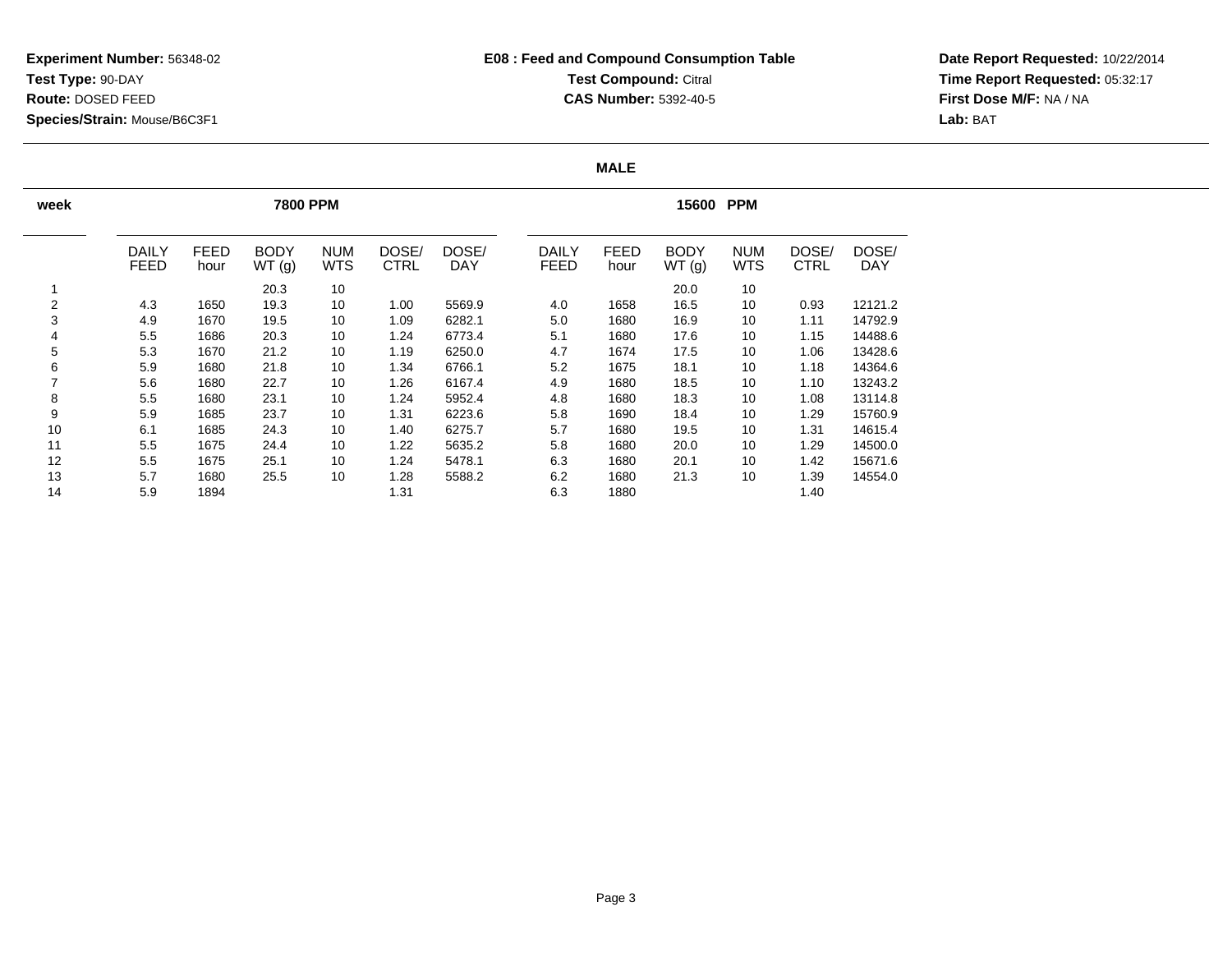**Experiment Number:** 56348-02
**Test Type:** 90-DAY
**Route:** DOSED FEED
**Species/Strain:** Mouse/B6C3F1

**E08 : Feed and Compound Consumption Table**
**Test Compound:** Citral
**CAS Number:** 5392-40-5

**Date Report Requested:** 10/22/2014
**Time Report Requested:** 05:32:17
**First Dose M/F:** NA / NA
**Lab:** BAT

**MALE**

| week | 7800 PPM | | | | | | 15600 PPM | | | | | |
|---|---|---|---|---|---|---|---|---|---|---|---|---|
| | DAILY FEED | FEED hour | BODY WT (g) | NUM WTS | DOSE/ CTRL | DOSE/ DAY | DAILY FEED | FEED hour | BODY WT (g) | NUM WTS | DOSE/ CTRL | DOSE/ DAY |
| 1 | | | 20.3 | 10 | | | | | 20.0 | 10 | | |
| 2 | 4.3 | 1650 | 19.3 | 10 | 1.00 | 5569.9 | 4.0 | 1658 | 16.5 | 10 | 0.93 | 12121.2 |
| 3 | 4.9 | 1670 | 19.5 | 10 | 1.09 | 6282.1 | 5.0 | 1680 | 16.9 | 10 | 1.11 | 14792.9 |
| 4 | 5.5 | 1686 | 20.3 | 10 | 1.24 | 6773.4 | 5.1 | 1680 | 17.6 | 10 | 1.15 | 14488.6 |
| 5 | 5.3 | 1670 | 21.2 | 10 | 1.19 | 6250.0 | 4.7 | 1674 | 17.5 | 10 | 1.06 | 13428.6 |
| 6 | 5.9 | 1680 | 21.8 | 10 | 1.34 | 6766.1 | 5.2 | 1675 | 18.1 | 10 | 1.18 | 14364.6 |
| 7 | 5.6 | 1680 | 22.7 | 10 | 1.26 | 6167.4 | 4.9 | 1680 | 18.5 | 10 | 1.10 | 13243.2 |
| 8 | 5.5 | 1680 | 23.1 | 10 | 1.24 | 5952.4 | 4.8 | 1680 | 18.3 | 10 | 1.08 | 13114.8 |
| 9 | 5.9 | 1685 | 23.7 | 10 | 1.31 | 6223.6 | 5.8 | 1690 | 18.4 | 10 | 1.29 | 15760.9 |
| 10 | 6.1 | 1685 | 24.3 | 10 | 1.40 | 6275.7 | 5.7 | 1680 | 19.5 | 10 | 1.31 | 14615.4 |
| 11 | 5.5 | 1675 | 24.4 | 10 | 1.22 | 5635.2 | 5.8 | 1680 | 20.0 | 10 | 1.29 | 14500.0 |
| 12 | 5.5 | 1675 | 25.1 | 10 | 1.24 | 5478.1 | 6.3 | 1680 | 20.1 | 10 | 1.42 | 15671.6 |
| 13 | 5.7 | 1680 | 25.5 | 10 | 1.28 | 5588.2 | 6.2 | 1680 | 21.3 | 10 | 1.39 | 14554.0 |
| 14 | 5.9 | 1894 | | | 1.31 | | 6.3 | 1880 | | | 1.40 | |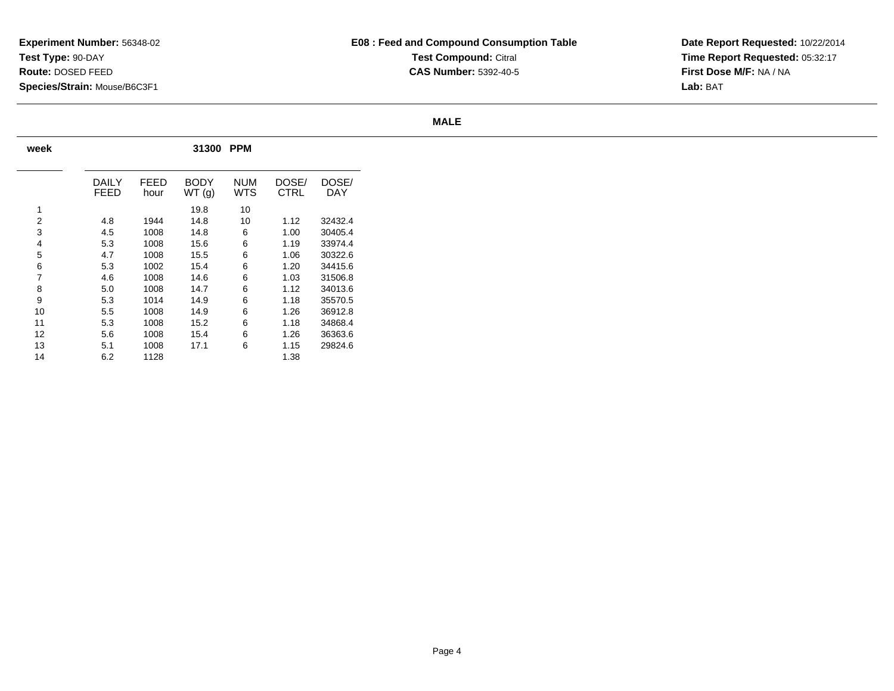**Experiment Number:** 56348-02
**Test Type:** 90-DAY
**Route:** DOSED FEED
**Species/Strain:** Mouse/B6C3F1

**E08 : Feed and Compound Consumption Table**
**Test Compound:** Citral
**CAS Number:** 5392-40-5

**Date Report Requested:** 10/22/2014
**Time Report Requested:** 05:32:17
**First Dose M/F:** NA / NA
**Lab:** BAT

**MALE**

| week | 31300 PPM | | | | | |
|---|---|---|---|---|---|---|
| | DAILY FEED | FEED hour | BODY WT (g) | NUM WTS | DOSE/ CTRL | DOSE/ DAY |
| 1 | | | 19.8 | 10 | | |
| 2 | 4.8 | 1944 | 14.8 | 10 | 1.12 | 32432.4 |
| 3 | 4.5 | 1008 | 14.8 | 6 | 1.00 | 30405.4 |
| 4 | 5.3 | 1008 | 15.6 | 6 | 1.19 | 33974.4 |
| 5 | 4.7 | 1008 | 15.5 | 6 | 1.06 | 30322.6 |
| 6 | 5.3 | 1002 | 15.4 | 6 | 1.20 | 34415.6 |
| 7 | 4.6 | 1008 | 14.6 | 6 | 1.03 | 31506.8 |
| 8 | 5.0 | 1008 | 14.7 | 6 | 1.12 | 34013.6 |
| 9 | 5.3 | 1014 | 14.9 | 6 | 1.18 | 35570.5 |
| 10 | 5.5 | 1008 | 14.9 | 6 | 1.26 | 36912.8 |
| 11 | 5.3 | 1008 | 15.2 | 6 | 1.18 | 34868.4 |
| 12 | 5.6 | 1008 | 15.4 | 6 | 1.26 | 36363.6 |
| 13 | 5.1 | 1008 | 17.1 | 6 | 1.15 | 29824.6 |
| 14 | 6.2 | 1128 | | | 1.38 | |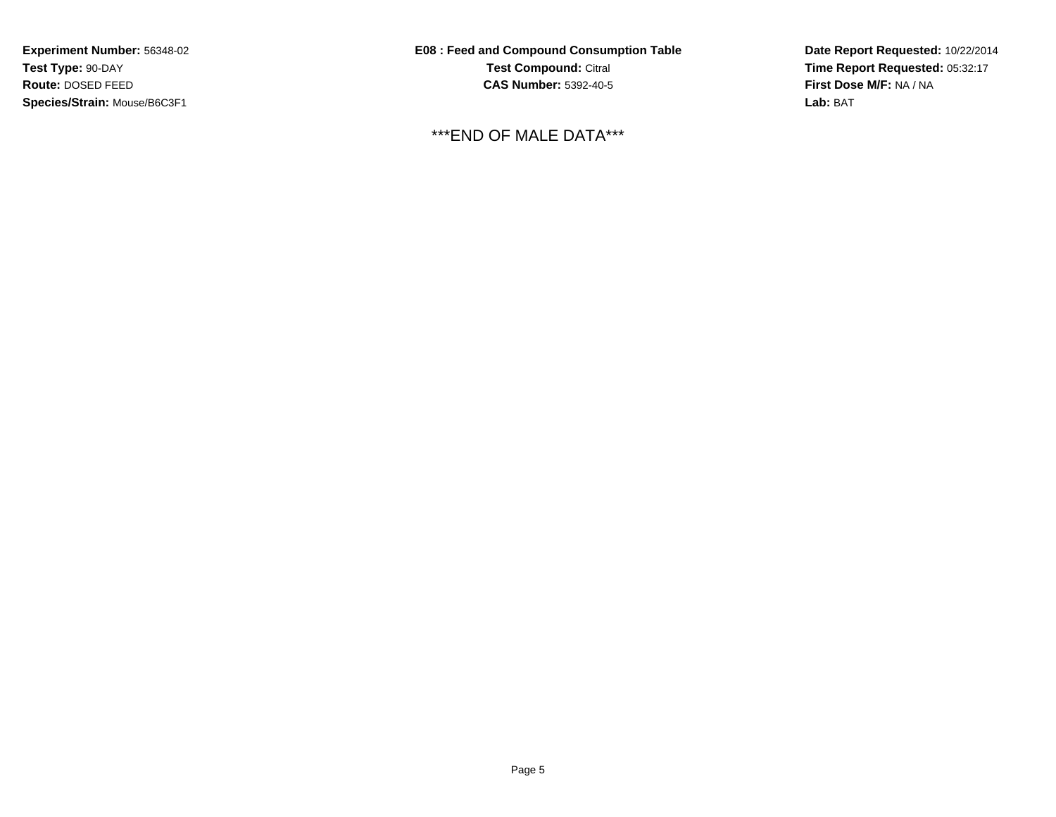**Experiment Number:** 56348-02
**Test Type:** 90-DAY
**Route:** DOSED FEED
**Species/Strain:** Mouse/B6C3F1

**E08 : Feed and Compound Consumption Table**
**Test Compound:** Citral
**CAS Number:** 5392-40-5

**Date Report Requested:** 10/22/2014
**Time Report Requested:** 05:32:17
**First Dose M/F:** NA / NA
**Lab:** BAT

\*\*\*END OF MALE DATA\*\*\*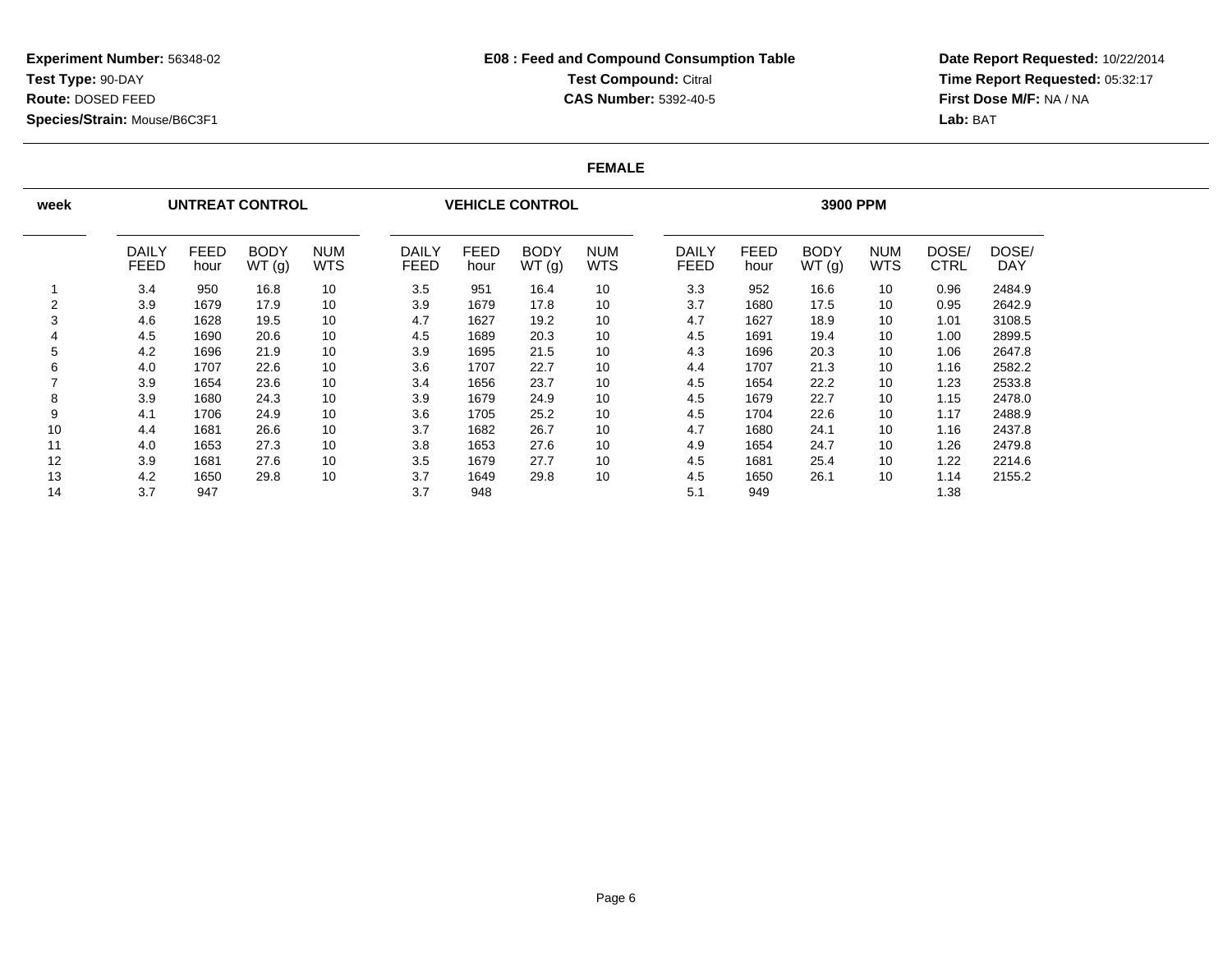**Experiment Number:** 56348-02
**Test Type:** 90-DAY
**Route:** DOSED FEED
**Species/Strain:** Mouse/B6C3F1

**E08 : Feed and Compound Consumption Table**
**Test Compound:** Citral
**CAS Number:** 5392-40-5

**Date Report Requested:** 10/22/2014
**Time Report Requested:** 05:32:17
**First Dose M/F:** NA / NA
**Lab:** BAT

**FEMALE**

| week | UNTREAT CONTROL | | | | VEHICLE CONTROL | | | | 3900 PPM | | | | | |
|---|---|---|---|---|---|---|---|---|---|---|---|---|---|---|
| | DAILY FEED | FEED hour | BODY WT (g) | NUM WTS | DAILY FEED | FEED hour | BODY WT (g) | NUM WTS | DAILY FEED | FEED hour | BODY WT (g) | NUM WTS | DOSE/ CTRL | DOSE/ DAY |
| 1 | 3.4 | 950 | 16.8 | 10 | 3.5 | 951 | 16.4 | 10 | 3.3 | 952 | 16.6 | 10 | 0.96 | 2484.9 |
| 2 | 3.9 | 1679 | 17.9 | 10 | 3.9 | 1679 | 17.8 | 10 | 3.7 | 1680 | 17.5 | 10 | 0.95 | 2642.9 |
| 3 | 4.6 | 1628 | 19.5 | 10 | 4.7 | 1627 | 19.2 | 10 | 4.7 | 1627 | 18.9 | 10 | 1.01 | 3108.5 |
| 4 | 4.5 | 1690 | 20.6 | 10 | 4.5 | 1689 | 20.3 | 10 | 4.5 | 1691 | 19.4 | 10 | 1.00 | 2899.5 |
| 5 | 4.2 | 1696 | 21.9 | 10 | 3.9 | 1695 | 21.5 | 10 | 4.3 | 1696 | 20.3 | 10 | 1.06 | 2647.8 |
| 6 | 4.0 | 1707 | 22.6 | 10 | 3.6 | 1707 | 22.7 | 10 | 4.4 | 1707 | 21.3 | 10 | 1.16 | 2582.2 |
| 7 | 3.9 | 1654 | 23.6 | 10 | 3.4 | 1656 | 23.7 | 10 | 4.5 | 1654 | 22.2 | 10 | 1.23 | 2533.8 |
| 8 | 3.9 | 1680 | 24.3 | 10 | 3.9 | 1679 | 24.9 | 10 | 4.5 | 1679 | 22.7 | 10 | 1.15 | 2478.0 |
| 9 | 4.1 | 1706 | 24.9 | 10 | 3.6 | 1705 | 25.2 | 10 | 4.5 | 1704 | 22.6 | 10 | 1.17 | 2488.9 |
| 10 | 4.4 | 1681 | 26.6 | 10 | 3.7 | 1682 | 26.7 | 10 | 4.7 | 1680 | 24.1 | 10 | 1.16 | 2437.8 |
| 11 | 4.0 | 1653 | 27.3 | 10 | 3.8 | 1653 | 27.6 | 10 | 4.9 | 1654 | 24.7 | 10 | 1.26 | 2479.8 |
| 12 | 3.9 | 1681 | 27.6 | 10 | 3.5 | 1679 | 27.7 | 10 | 4.5 | 1681 | 25.4 | 10 | 1.22 | 2214.6 |
| 13 | 4.2 | 1650 | 29.8 | 10 | 3.7 | 1649 | 29.8 | 10 | 4.5 | 1650 | 26.1 | 10 | 1.14 | 2155.2 |
| 14 | 3.7 | 947 | | | 3.7 | 948 | | | 5.1 | 949 | | | 1.38 | |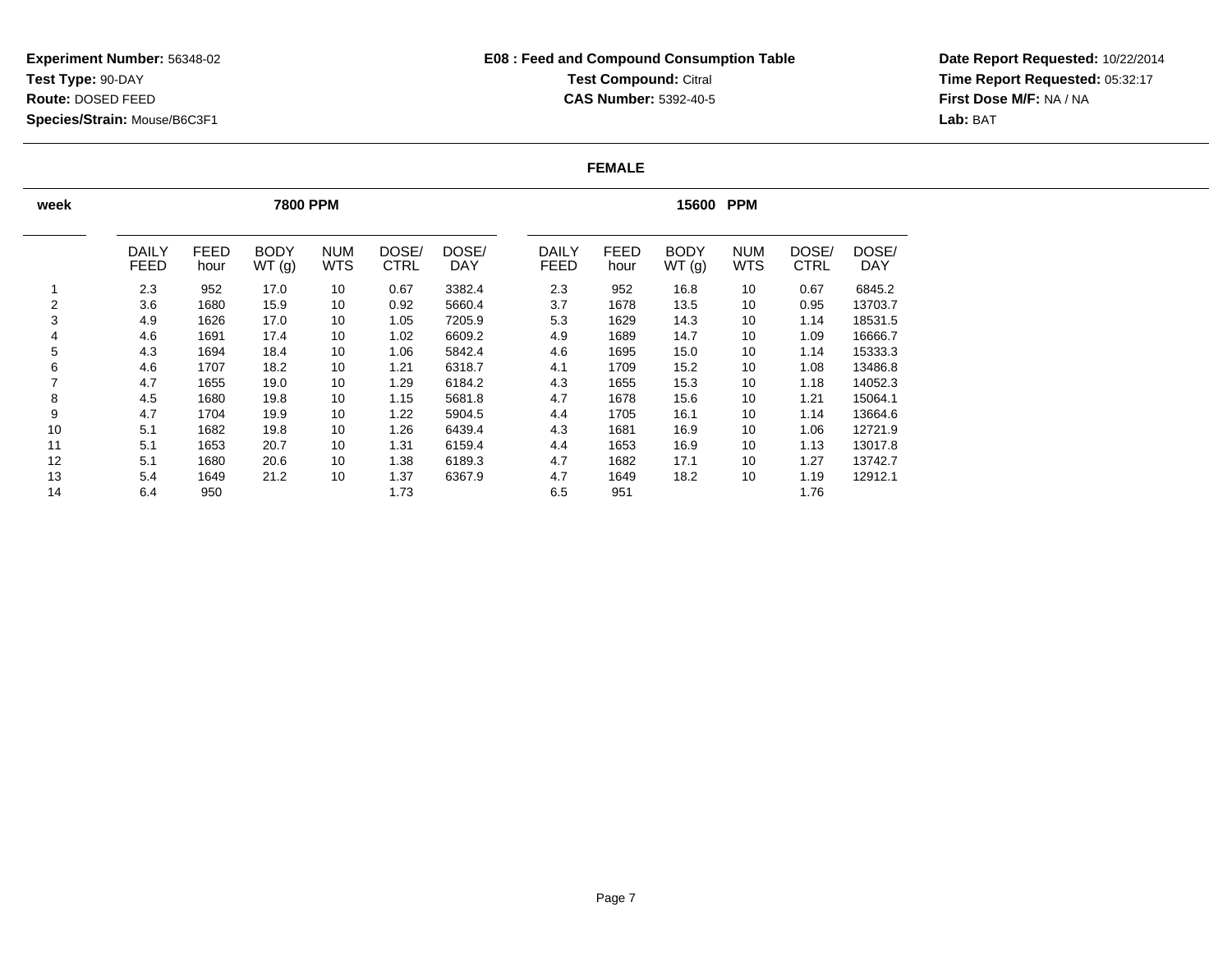**Experiment Number:** 56348-02
**Test Type:** 90-DAY
**Route:** DOSED FEED
**Species/Strain:** Mouse/B6C3F1

**E08 : Feed and Compound Consumption Table**
**Test Compound:** Citral
**CAS Number:** 5392-40-5

**Date Report Requested:** 10/22/2014
**Time Report Requested:** 05:32:17
**First Dose M/F:** NA / NA
**Lab:** BAT

**FEMALE**

| week | 7800 PPM | | | | | | 15600 PPM | | | | | |
|---|---|---|---|---|---|---|---|---|---|---|---|---|
| | DAILY FEED | FEED hour | BODY WT (g) | NUM WTS | DOSE/ CTRL | DOSE/ DAY | DAILY FEED | FEED hour | BODY WT (g) | NUM WTS | DOSE/ CTRL | DOSE/ DAY |
| 1 | 2.3 | 952 | 17.0 | 10 | 0.67 | 3382.4 | 2.3 | 952 | 16.8 | 10 | 0.67 | 6845.2 |
| 2 | 3.6 | 1680 | 15.9 | 10 | 0.92 | 5660.4 | 3.7 | 1678 | 13.5 | 10 | 0.95 | 13703.7 |
| 3 | 4.9 | 1626 | 17.0 | 10 | 1.05 | 7205.9 | 5.3 | 1629 | 14.3 | 10 | 1.14 | 18531.5 |
| 4 | 4.6 | 1691 | 17.4 | 10 | 1.02 | 6609.2 | 4.9 | 1689 | 14.7 | 10 | 1.09 | 16666.7 |
| 5 | 4.3 | 1694 | 18.4 | 10 | 1.06 | 5842.4 | 4.6 | 1695 | 15.0 | 10 | 1.14 | 15333.3 |
| 6 | 4.6 | 1707 | 18.2 | 10 | 1.21 | 6318.7 | 4.1 | 1709 | 15.2 | 10 | 1.08 | 13486.8 |
| 7 | 4.7 | 1655 | 19.0 | 10 | 1.29 | 6184.2 | 4.3 | 1655 | 15.3 | 10 | 1.18 | 14052.3 |
| 8 | 4.5 | 1680 | 19.8 | 10 | 1.15 | 5681.8 | 4.7 | 1678 | 15.6 | 10 | 1.21 | 15064.1 |
| 9 | 4.7 | 1704 | 19.9 | 10 | 1.22 | 5904.5 | 4.4 | 1705 | 16.1 | 10 | 1.14 | 13664.6 |
| 10 | 5.1 | 1682 | 19.8 | 10 | 1.26 | 6439.4 | 4.3 | 1681 | 16.9 | 10 | 1.06 | 12721.9 |
| 11 | 5.1 | 1653 | 20.7 | 10 | 1.31 | 6159.4 | 4.4 | 1653 | 16.9 | 10 | 1.13 | 13017.8 |
| 12 | 5.1 | 1680 | 20.6 | 10 | 1.38 | 6189.3 | 4.7 | 1682 | 17.1 | 10 | 1.27 | 13742.7 |
| 13 | 5.4 | 1649 | 21.2 | 10 | 1.37 | 6367.9 | 4.7 | 1649 | 18.2 | 10 | 1.19 | 12912.1 |
| 14 | 6.4 | 950 | | | 1.73 | | 6.5 | 951 | | | 1.76 | |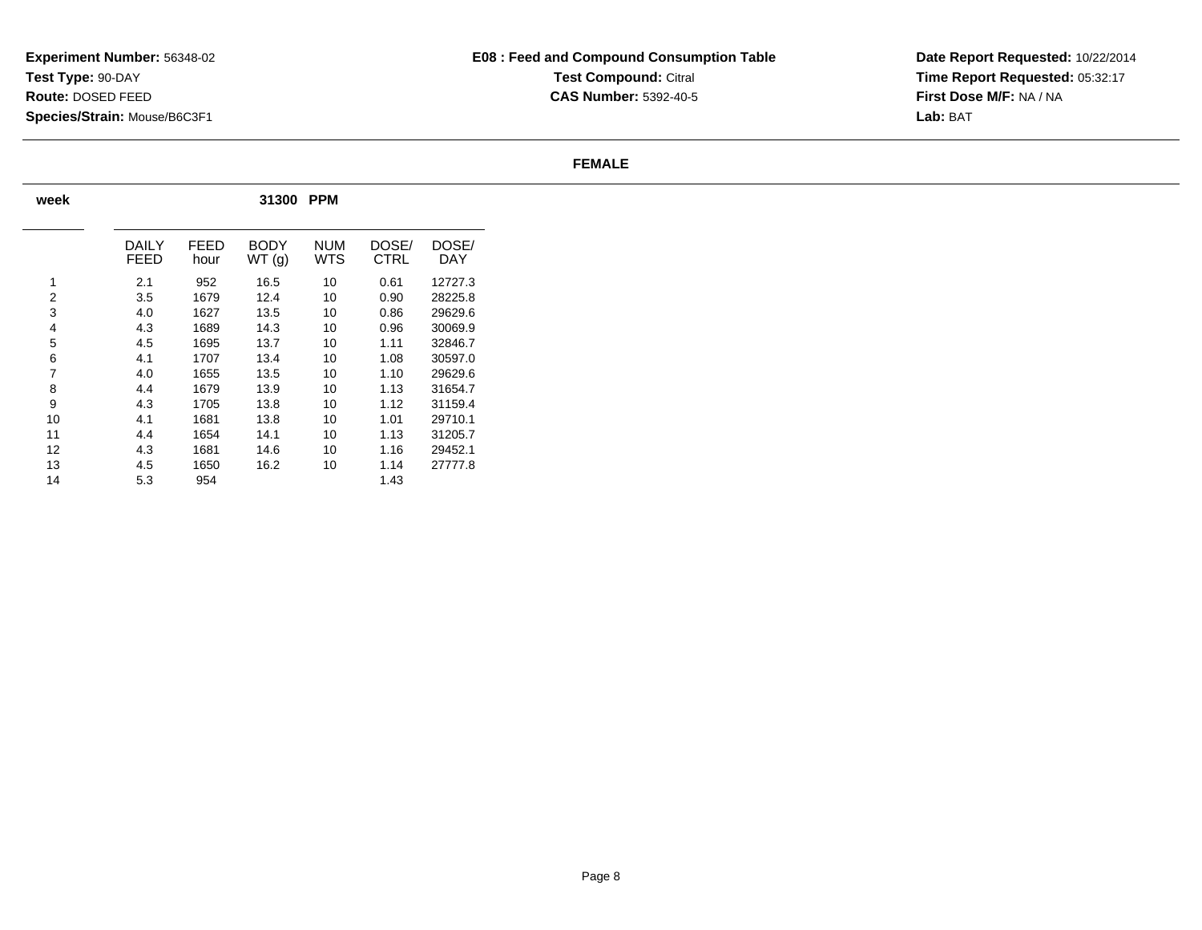**Experiment Number:** 56348-02
**Test Type:** 90-DAY
**Route:** DOSED FEED
**Species/Strain:** Mouse/B6C3F1

**E08 : Feed and Compound Consumption Table**
**Test Compound:** Citral
**CAS Number:** 5392-40-5

**Date Report Requested:** 10/22/2014
**Time Report Requested:** 05:32:17
**First Dose M/F:** NA / NA
**Lab:** BAT

**FEMALE**

| week | 31300 PPM | | | | | |
|---|---|---|---|---|---|---|
| | DAILY FEED | FEED hour | BODY WT (g) | NUM WTS | DOSE/ CTRL | DOSE/ DAY |
| 1 | 2.1 | 952 | 16.5 | 10 | 0.61 | 12727.3 |
| 2 | 3.5 | 1679 | 12.4 | 10 | 0.90 | 28225.8 |
| 3 | 4.0 | 1627 | 13.5 | 10 | 0.86 | 29629.6 |
| 4 | 4.3 | 1689 | 14.3 | 10 | 0.96 | 30069.9 |
| 5 | 4.5 | 1695 | 13.7 | 10 | 1.11 | 32846.7 |
| 6 | 4.1 | 1707 | 13.4 | 10 | 1.08 | 30597.0 |
| 7 | 4.0 | 1655 | 13.5 | 10 | 1.10 | 29629.6 |
| 8 | 4.4 | 1679 | 13.9 | 10 | 1.13 | 31654.7 |
| 9 | 4.3 | 1705 | 13.8 | 10 | 1.12 | 31159.4 |
| 10 | 4.1 | 1681 | 13.8 | 10 | 1.01 | 29710.1 |
| 11 | 4.4 | 1654 | 14.1 | 10 | 1.13 | 31205.7 |
| 12 | 4.3 | 1681 | 14.6 | 10 | 1.16 | 29452.1 |
| 13 | 4.5 | 1650 | 16.2 | 10 | 1.14 | 27777.8 |
| 14 | 5.3 | 954 | | | 1.43 | |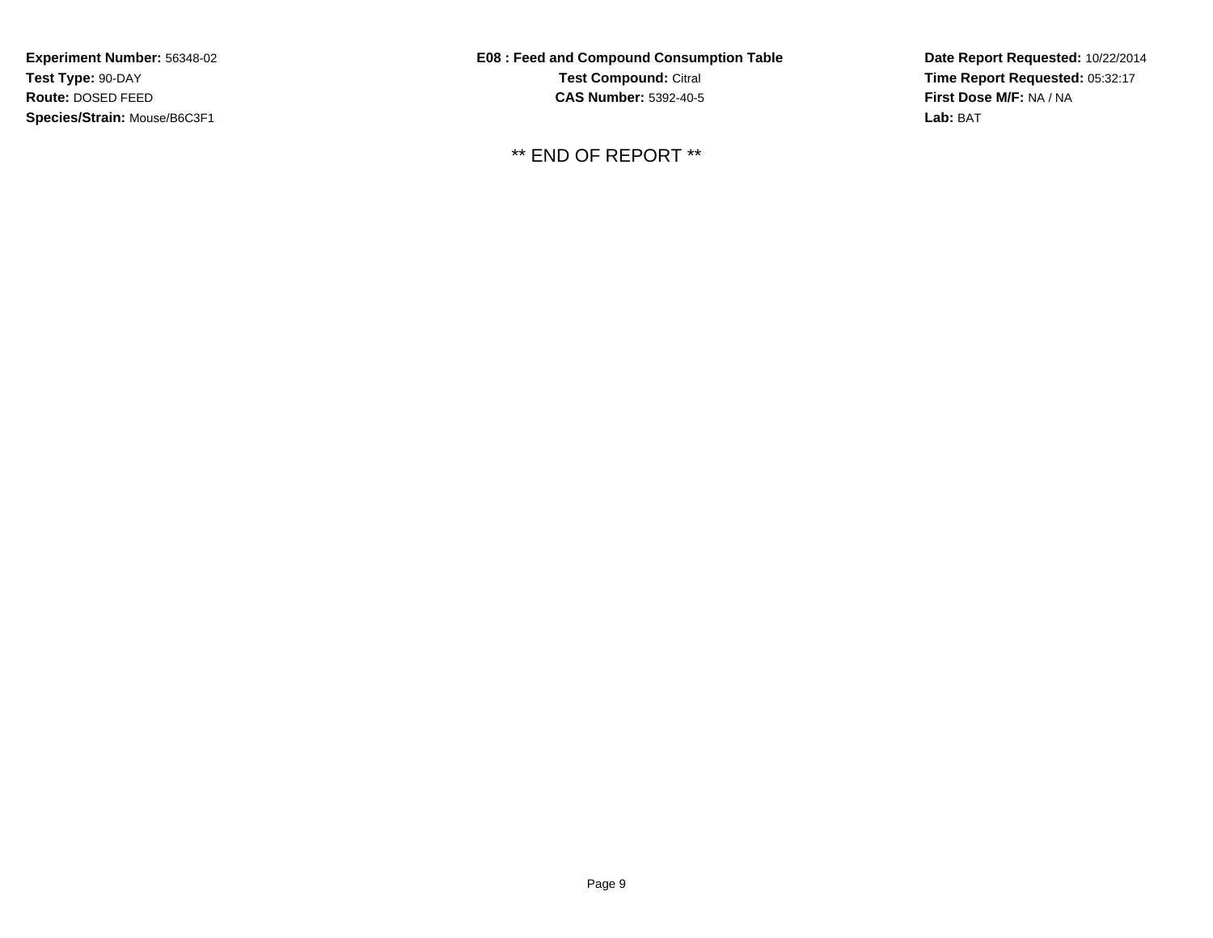**Experiment Number:** 56348-02
**Test Type:** 90-DAY
**Route:** DOSED FEED
**Species/Strain:** Mouse/B6C3F1

**E08 : Feed and Compound Consumption Table**
**Test Compound:** Citral
**CAS Number:** 5392-40-5

**Date Report Requested:** 10/22/2014
**Time Report Requested:** 05:32:17
**First Dose M/F:** NA / NA
**Lab:** BAT

** END OF REPORT **